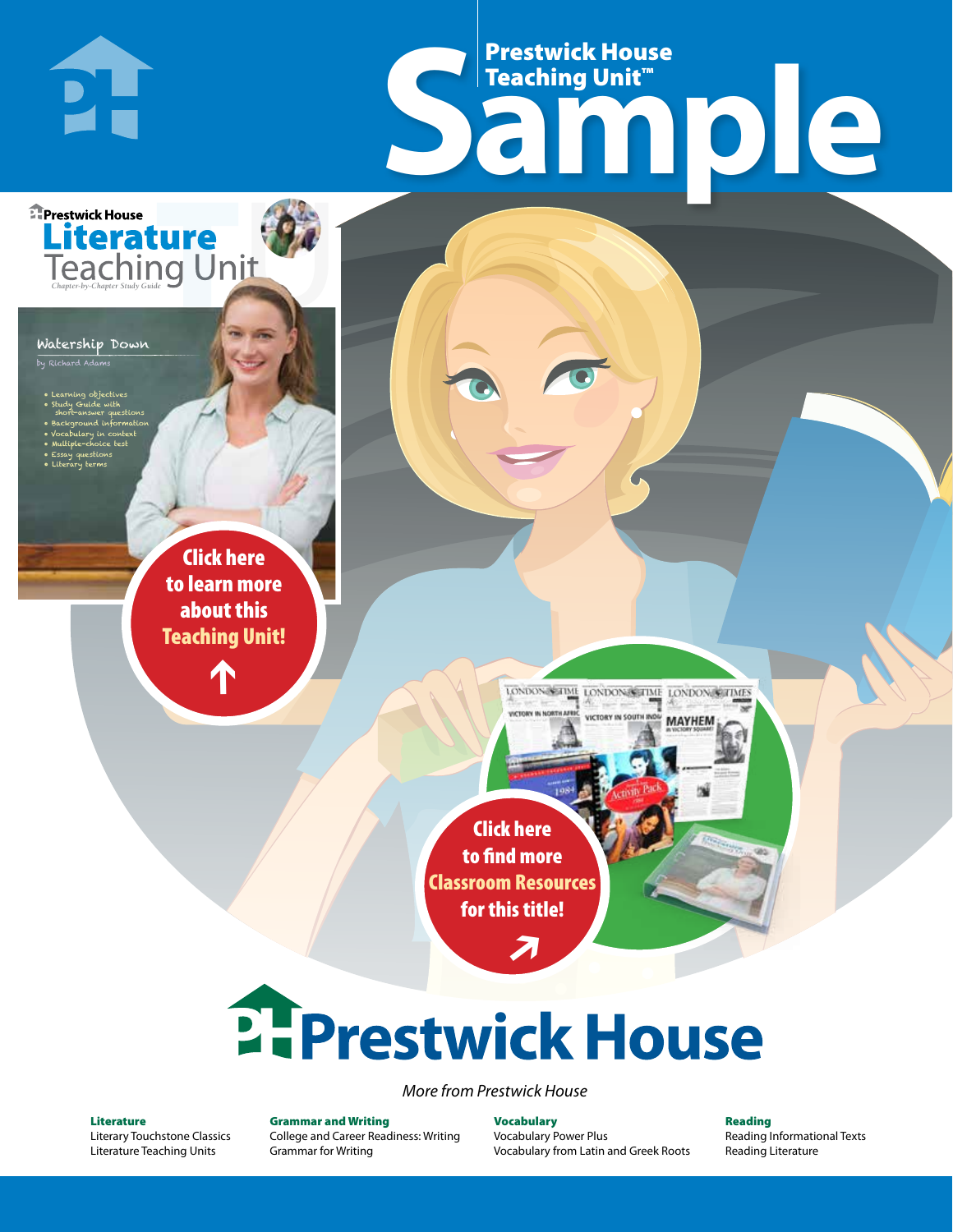# Prestwick House Teaching Unit™ Sample

Prestwick House

**Literature** Teaching Unit

*Chapter-by-Chapter Study Guide*

Watership Down

by Richard Adams

- Learning objectives
- Study Guide with short-answer questions
- Background information
- Vocabulary in context
- Multiple-choice test
- Essay questions
- Literary terms

Click here to learn more about this **Teaching Unit!**

Click here to find more **Classroom Resources** for this title!

# Prestwick House

*More from Prestwick House*

**Literature**
Literary Touchstone Classics
Literature Teaching Units

**Grammar and Writing**
College and Career Readiness: Writing
Grammar for Writing

**Vocabulary**
Vocabulary Power Plus
Vocabulary from Latin and Greek Roots

**Reading**
Reading Informational Texts
Reading Literature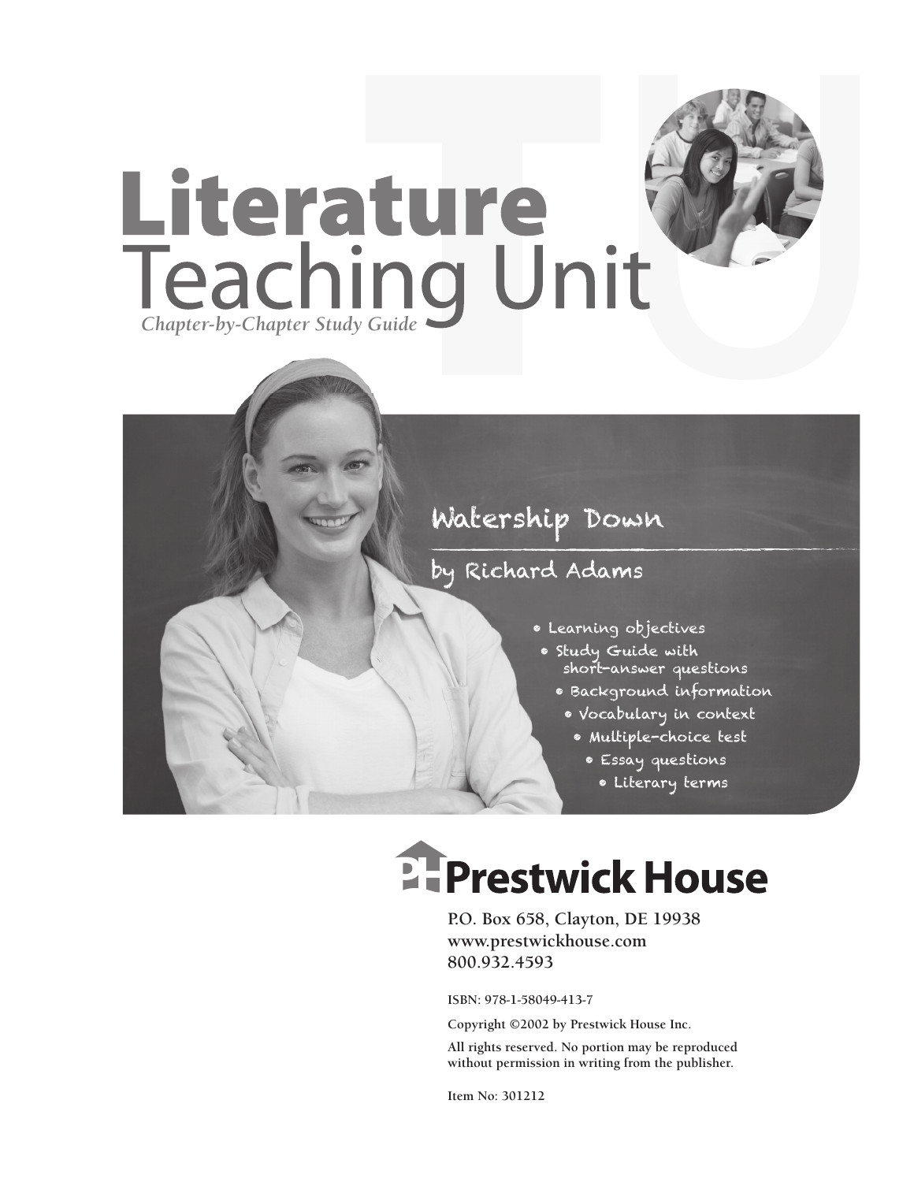# Literature Teaching Unit

*Chapter-by-Chapter Study Guide*

## Waterhip Down

### by Richard Adams

- Learning objectives
- Study Guide with short-answer questions
- Background information
- Vocabulary in context
- Multiple-choice test
- Essay questions
- Literary terms

**Prestwick House**

P.O. Box 658, Clayton, DE 19938
www.prestwickhouse.com
800.932.4593

ISBN: 978-1-58049-413-7

Copyright ©2002 by Prestwick House Inc.

All rights reserved. No portion may be reproduced without permission in writing from the publisher.

Item No: 301212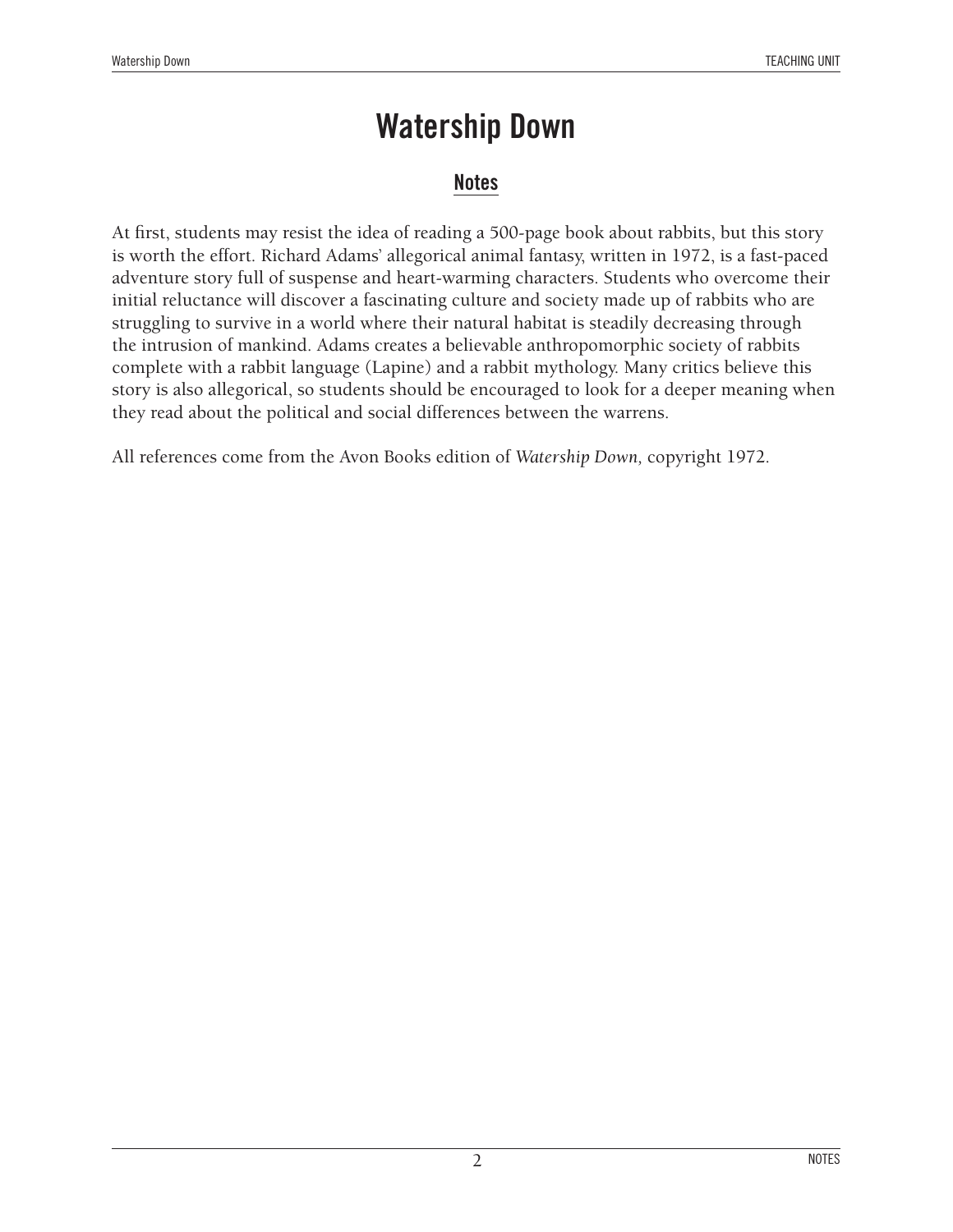# Watership Down

## Notes

At first, students may resist the idea of reading a 500-page book about rabbits, but this story is worth the effort. Richard Adams' allegorical animal fantasy, written in 1972, is a fast-paced adventure story full of suspense and heart-warming characters. Students who overcome their initial reluctance will discover a fascinating culture and society made up of rabbits who are struggling to survive in a world where their natural habitat is steadily decreasing through the intrusion of mankind. Adams creates a believable anthropomorphic society of rabbits complete with a rabbit language (Lapine) and a rabbit mythology. Many critics believe this story is also allegorical, so students should be encouraged to look for a deeper meaning when they read about the political and social differences between the warrens.

All references come from the Avon Books edition of *Watership Down,* copyright 1972.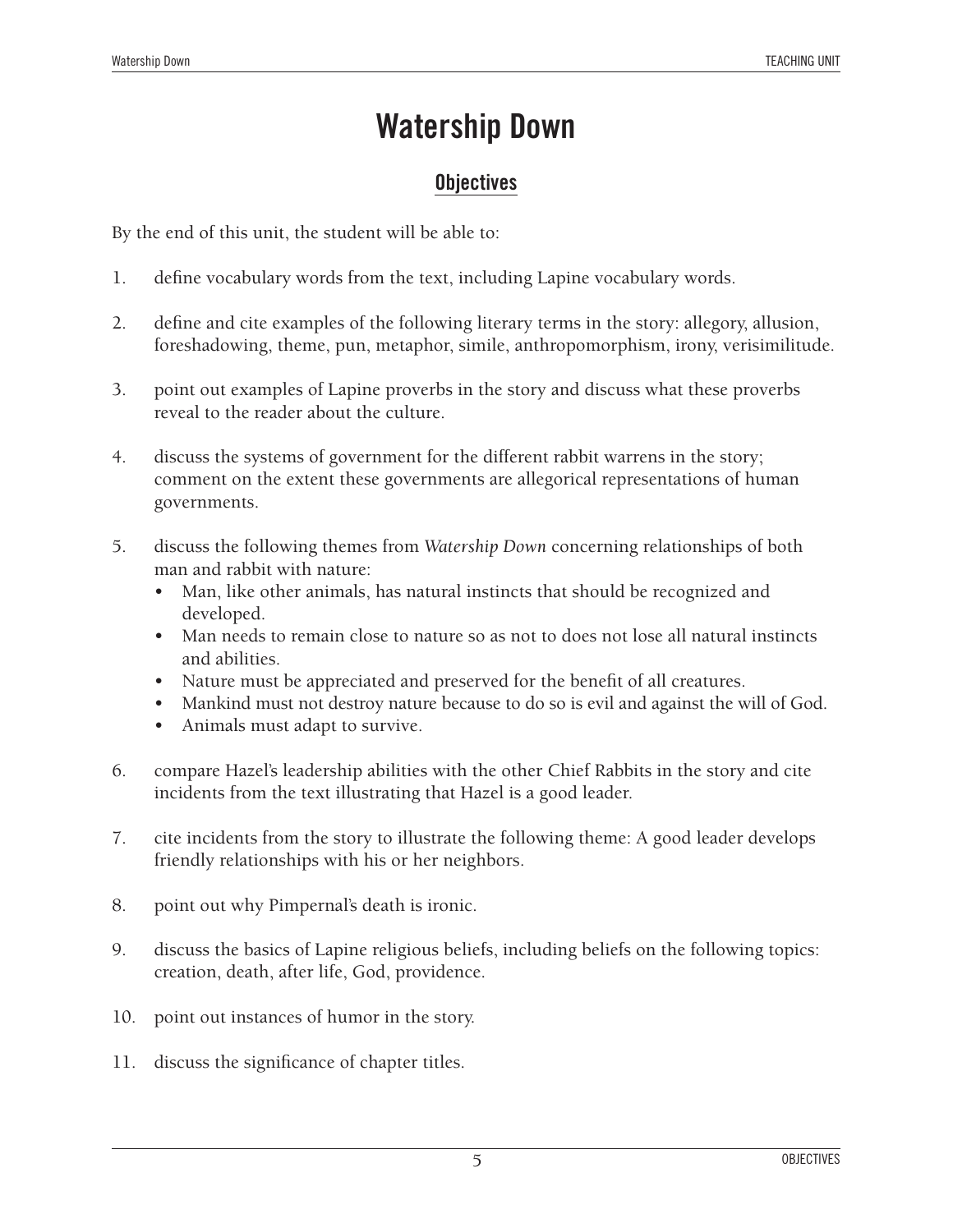# Watership Down

## Objectives

By the end of this unit, the student will be able to:

1. define vocabulary words from the text, including Lapine vocabulary words.

2. define and cite examples of the following literary terms in the story: allegory, allusion, foreshadowing, theme, pun, metaphor, simile, anthropomorphism, irony, verisimilitude.

3. point out examples of Lapine proverbs in the story and discuss what these proverbs reveal to the reader about the culture.

4. discuss the systems of government for the different rabbit warrens in the story; comment on the extent these governments are allegorical representations of human governments.

5. discuss the following themes from *Watership Down* concerning relationships of both man and rabbit with nature:
   - Man, like other animals, has natural instincts that should be recognized and developed.
   - Man needs to remain close to nature so as not to does not lose all natural instincts and abilities.
   - Nature must be appreciated and preserved for the benefit of all creatures.
   - Mankind must not destroy nature because to do so is evil and against the will of God.
   - Animals must adapt to survive.

6. compare Hazel's leadership abilities with the other Chief Rabbits in the story and cite incidents from the text illustrating that Hazel is a good leader.

7. cite incidents from the story to illustrate the following theme: A good leader develops friendly relationships with his or her neighbors.

8. point out why Pimpernal's death is ironic.

9. discuss the basics of Lapine religious beliefs, including beliefs on the following topics: creation, death, after life, God, providence.

10. point out instances of humor in the story.

11. discuss the significance of chapter titles.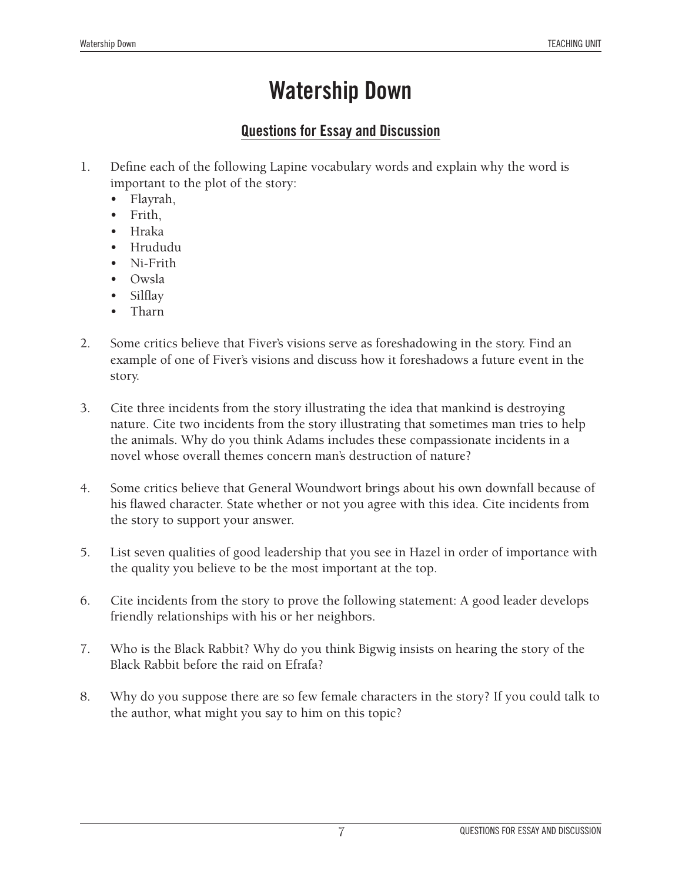# Watership Down

## Questions for Essay and Discussion

1. Define each of the following Lapine vocabulary words and explain why the word is important to the plot of the story:
   - Flayrah,
   - Frith,
   - Hraka
   - Hrududu
   - Ni-Frith
   - Owsla
   - Silflay
   - Tharn

2. Some critics believe that Fiver's visions serve as foreshadowing in the story. Find an example of one of Fiver's visions and discuss how it foreshadows a future event in the story.

3. Cite three incidents from the story illustrating the idea that mankind is destroying nature. Cite two incidents from the story illustrating that sometimes man tries to help the animals. Why do you think Adams includes these compassionate incidents in a novel whose overall themes concern man's destruction of nature?

4. Some critics believe that General Woundwort brings about his own downfall because of his flawed character. State whether or not you agree with this idea. Cite incidents from the story to support your answer.

5. List seven qualities of good leadership that you see in Hazel in order of importance with the quality you believe to be the most important at the top.

6. Cite incidents from the story to prove the following statement: A good leader develops friendly relationships with his or her neighbors.

7. Who is the Black Rabbit? Why do you think Bigwig insists on hearing the story of the Black Rabbit before the raid on Efrafa?

8. Why do you suppose there are so few female characters in the story? If you could talk to the author, what might you say to him on this topic?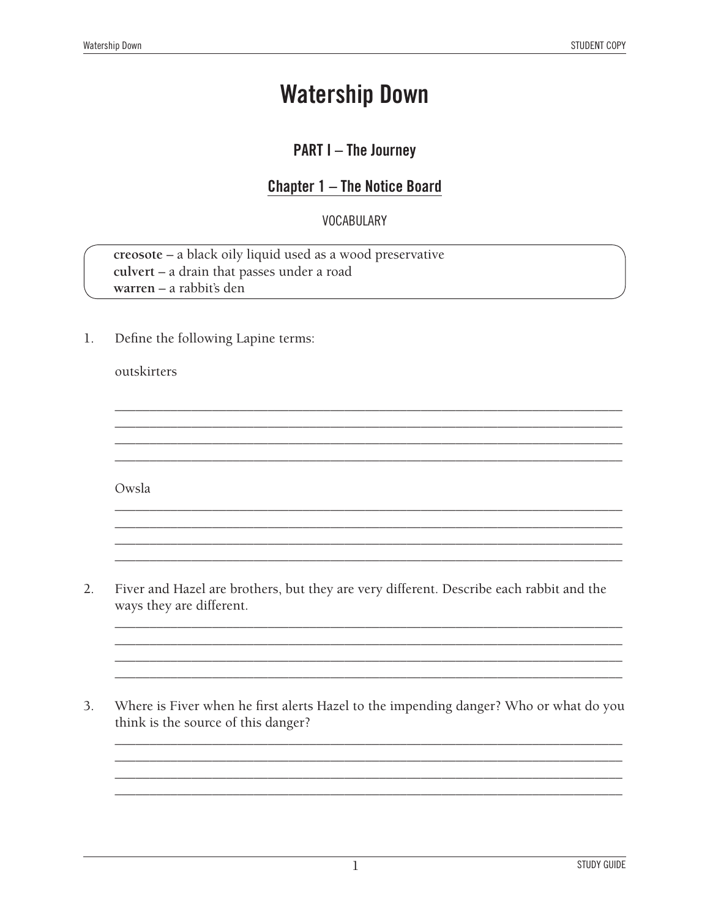# Watership Down

## PART I – The Journey

### Chapter 1 – The Notice Board

VOCABULARY

**creosote** – a black oily liquid used as a wood preservative
**culvert** – a drain that passes under a road
**warren** – a rabbit's den

1. Define the following Lapine terms:

   outskirters

   ___________________________________________________________________________
   ___________________________________________________________________________
   ___________________________________________________________________________
   ___________________________________________________________________________

   Owsla

   ___________________________________________________________________________
   ___________________________________________________________________________
   ___________________________________________________________________________
   ___________________________________________________________________________

2. Fiver and Hazel are brothers, but they are very different. Describe each rabbit and the ways they are different.

   ___________________________________________________________________________
   ___________________________________________________________________________
   ___________________________________________________________________________
   ___________________________________________________________________________

3. Where is Fiver when he first alerts Hazel to the impending danger? Who or what do you think is the source of this danger?

   ___________________________________________________________________________
   ___________________________________________________________________________
   ___________________________________________________________________________
   ___________________________________________________________________________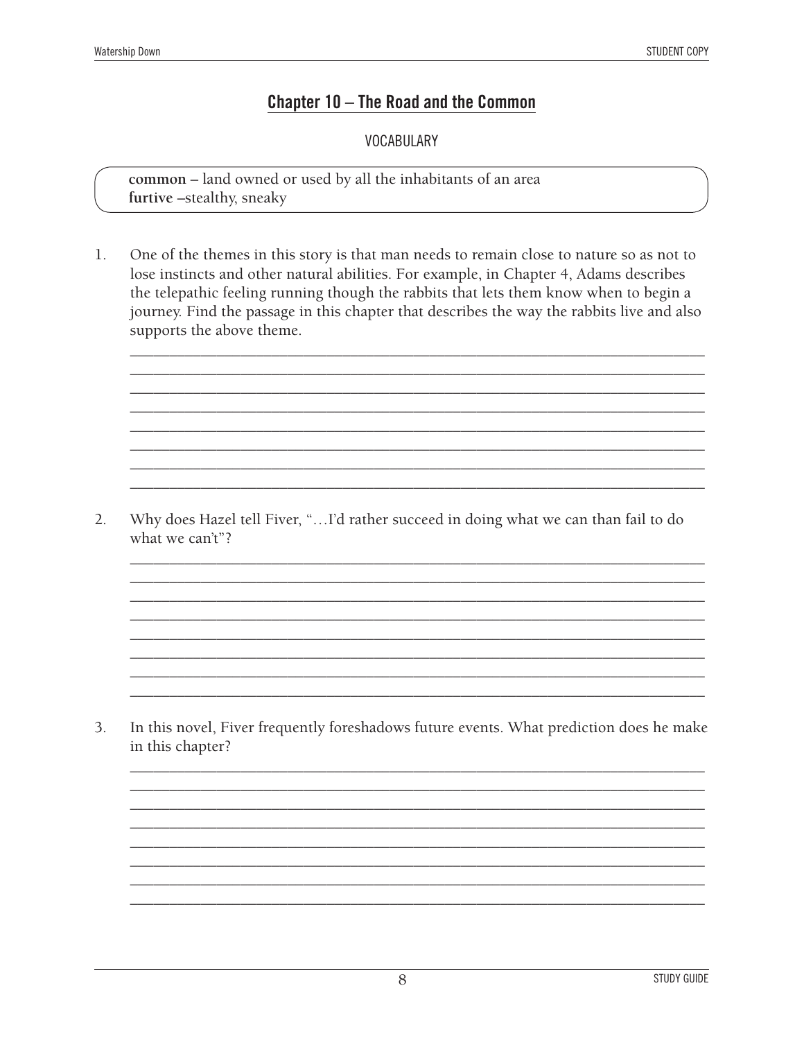## Chapter 10 – The Road and the Common

VOCABULARY

**common** – land owned or used by all the inhabitants of an area
**furtive** –stealthy, sneaky

1. One of the themes in this story is that man needs to remain close to nature so as not to lose instincts and other natural abilities. For example, in Chapter 4, Adams describes the telepathic feeling running though the rabbits that lets them know when to begin a journey. Find the passage in this chapter that describes the way the rabbits live and also supports the above theme.

2. Why does Hazel tell Fiver, "…I'd rather succeed in doing what we can than fail to do what we can't"?

3. In this novel, Fiver frequently foreshadows future events. What prediction does he make in this chapter?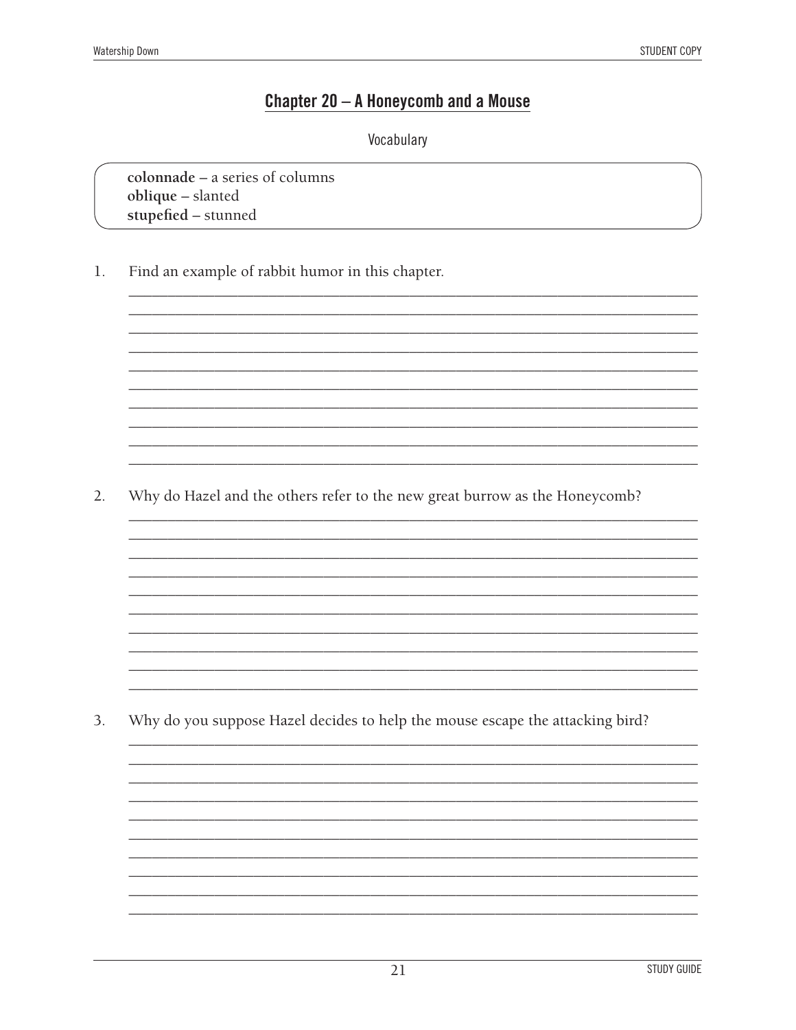## Chapter 20 – A Honeycomb and a Mouse

Vocabulary

**colonnade** – a series of columns
**oblique** – slanted
**stupefied** – stunned

1. Find an example of rabbit humor in this chapter.

2. Why do Hazel and the others refer to the new great burrow as the Honeycomb?

3. Why do you suppose Hazel decides to help the mouse escape the attacking bird?